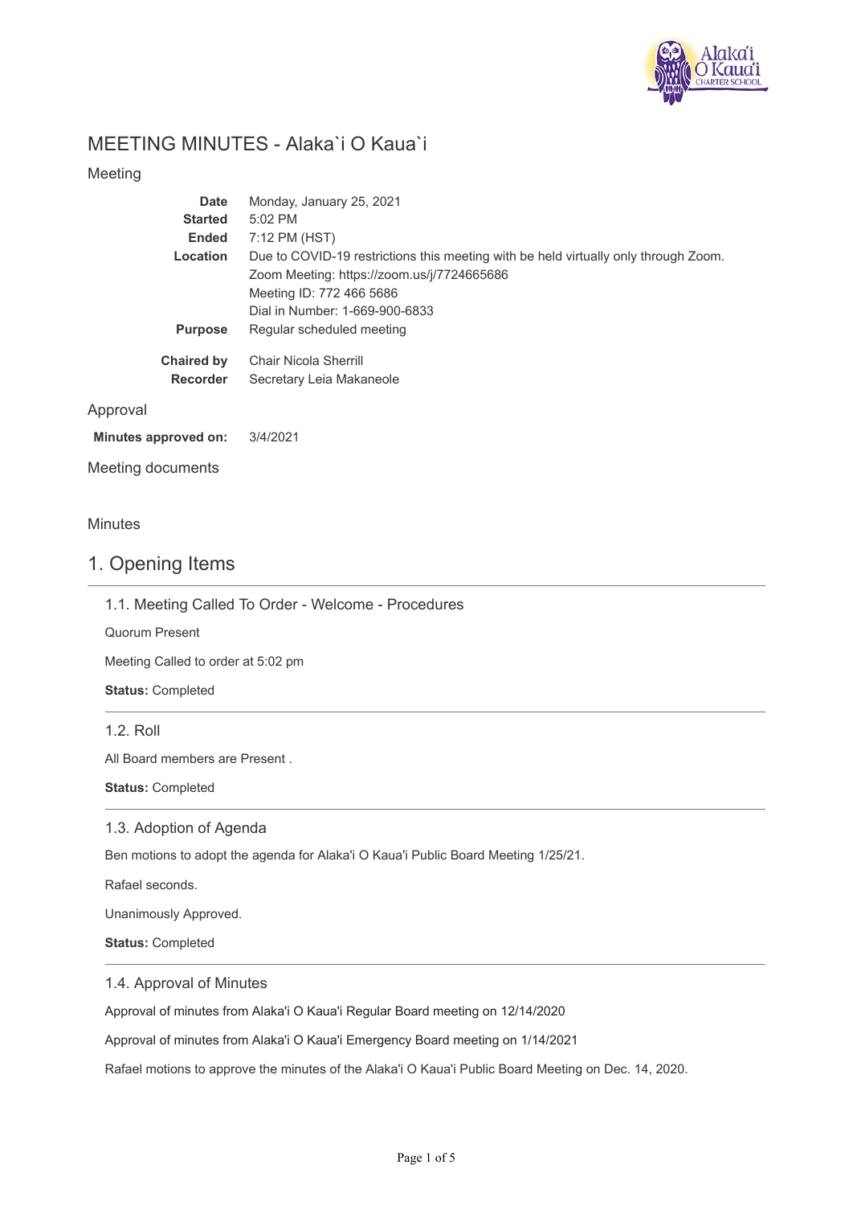# MEETING MINUTES - Alaka`i O Kaua`i

## Meeting

| | |
|---|---|
| **Date** | Monday, January 25, 2021 |
| **Started** | 5:02 PM |
| **Ended** | 7:12 PM (HST) |
| **Location** | Due to COVID-19 restrictions this meeting with be held virtually only through Zoom.<br>Zoom Meeting: https://zoom.us/j/7724665686<br>Meeting ID: 772 466 5686<br>Dial in Number: 1-669-900-6833 |
| **Purpose** | Regular scheduled meeting |
| **Chaired by** | Chair Nicola Sherrill |
| **Recorder** | Secretary Leia Makaneole |

## Approval

**Minutes approved on:** 3/4/2021

## Meeting documents

## Minutes

# 1. Opening Items

### 1.1. Meeting Called To Order - Welcome - Procedures

Quorum Present

Meeting Called to order at 5:02 pm

**Status:** Completed

### 1.2. Roll

All Board members are Present .

**Status:** Completed

### 1.3. Adoption of Agenda

Ben motions to adopt the agenda for Alaka'i O Kaua'i Public Board Meeting 1/25/21.

Rafael seconds.

Unanimously Approved.

**Status:** Completed

### 1.4. Approval of Minutes

Approval of minutes from Alaka'i O Kaua'i Regular Board meeting on 12/14/2020

Approval of minutes from Alaka'i O Kaua'i Emergency Board meeting on 1/14/2021

Rafael motions to approve the minutes of the Alaka'i O Kaua'i Public Board Meeting on Dec. 14, 2020.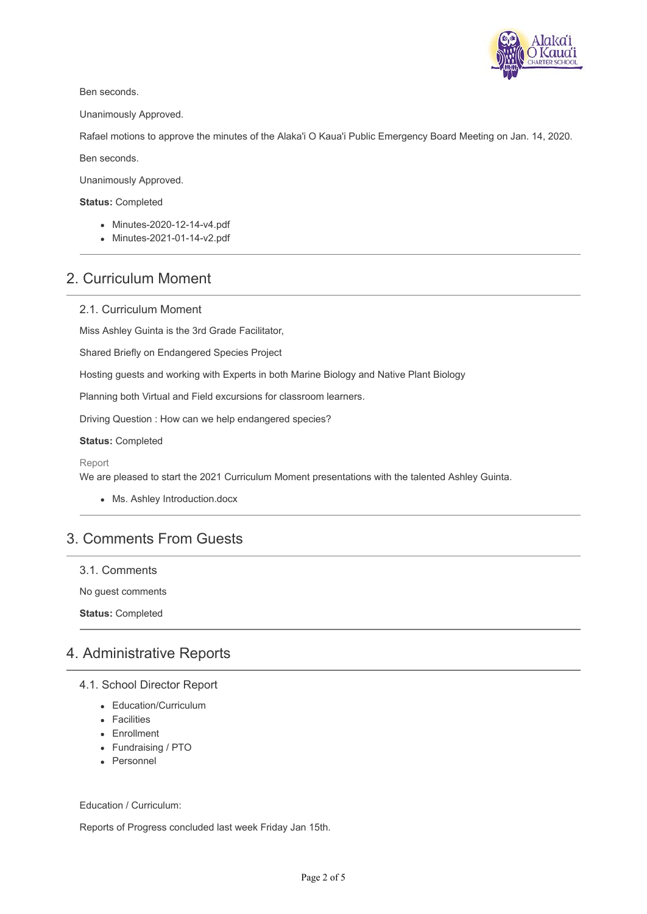Ben seconds.

Unanimously Approved.

Rafael motions to approve the minutes of the Alaka'i O Kaua'i Public Emergency Board Meeting on Jan. 14, 2020.

Ben seconds.

Unanimously Approved.

**Status:** Completed

- Minutes-2020-12-14-v4.pdf
- Minutes-2021-01-14-v2.pdf

---

## 2. Curriculum Moment

### 2.1. Curriculum Moment

Miss Ashley Guinta is the 3rd Grade Facilitator,

Shared Briefly on Endangered Species Project

Hosting guests and working with Experts in both Marine Biology and Native Plant Biology

Planning both Virtual and Field excursions for classroom learners.

Driving Question : How can we help endangered species?

**Status:** Completed

Report

We are pleased to start the 2021 Curriculum Moment presentations with the talented Ashley Guinta.

- Ms. Ashley Introduction.docx

---

## 3. Comments From Guests

### 3.1. Comments

No guest comments

**Status:** Completed

---

## 4. Administrative Reports

### 4.1. School Director Report

- Education/Curriculum
- Facilities
- Enrollment
- Fundraising / PTO
- Personnel

Education / Curriculum:

Reports of Progress concluded last week Friday Jan 15th.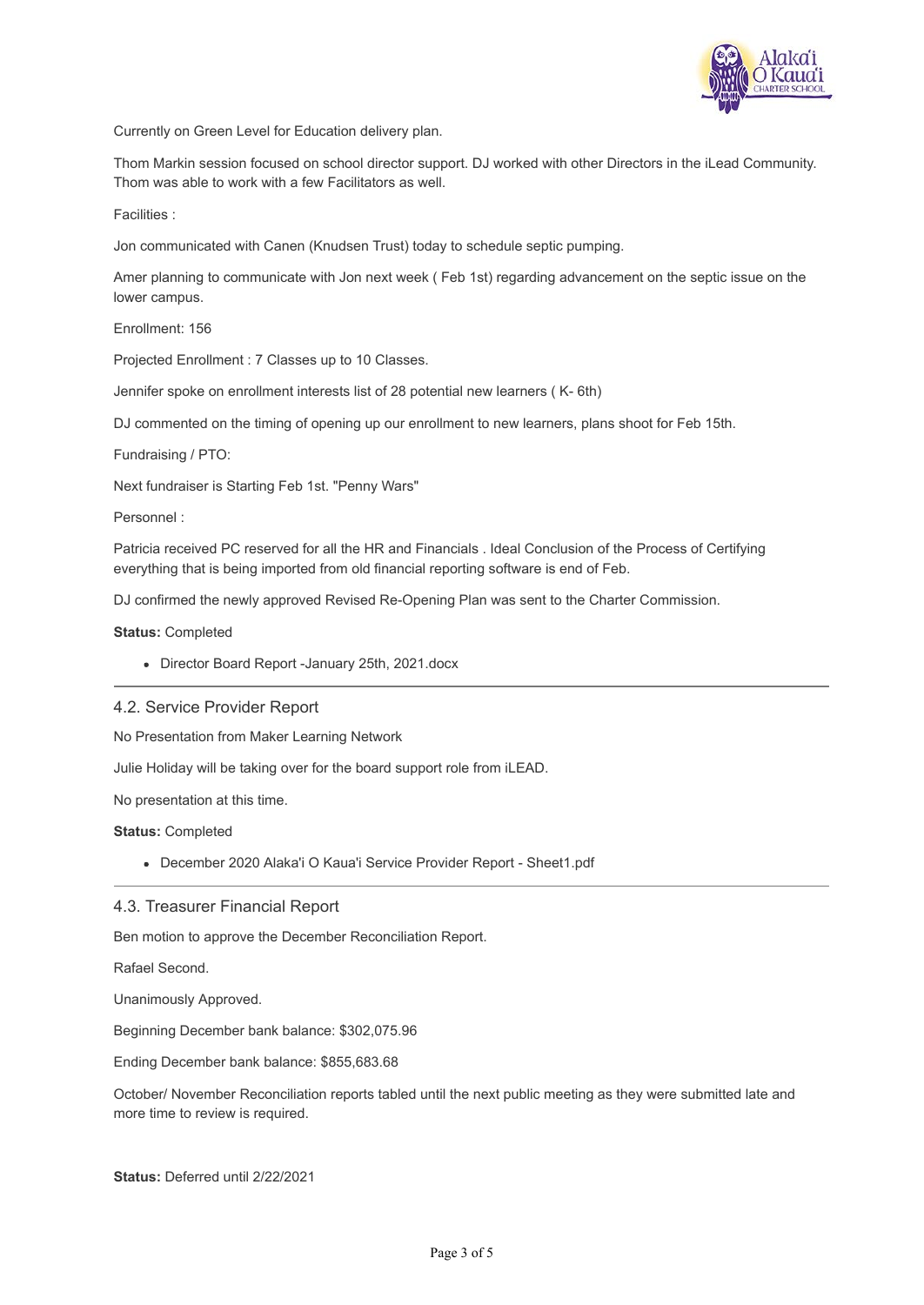Currently on Green Level for Education delivery plan.

Thom Markin session focused on school director support. DJ worked with other Directors in the iLead Community. Thom was able to work with a few Facilitators as well.

Facilities :

Jon communicated with Canen (Knudsen Trust) today to schedule septic pumping.

Amer planning to communicate with Jon next week ( Feb 1st) regarding advancement on the septic issue on the lower campus.

Enrollment: 156

Projected Enrollment : 7 Classes up to 10 Classes.

Jennifer spoke on enrollment interests list of 28 potential new learners ( K- 6th)

DJ commented on the timing of opening up our enrollment to new learners, plans shoot for Feb 15th.

Fundraising / PTO:

Next fundraiser is Starting Feb 1st. "Penny Wars"

Personnel :

Patricia received PC reserved for all the HR and Financials . Ideal Conclusion of the Process of Certifying everything that is being imported from old financial reporting software is end of Feb.

DJ confirmed the newly approved Revised Re-Opening Plan was sent to the Charter Commission.

**Status:** Completed

- Director Board Report -January 25th, 2021.docx

---

### 4.2. Service Provider Report

No Presentation from Maker Learning Network

Julie Holiday will be taking over for the board support role from iLEAD.

No presentation at this time.

**Status:** Completed

- December 2020 Alaka'i O Kaua'i Service Provider Report - Sheet1.pdf

---

### 4.3. Treasurer Financial Report

Ben motion to approve the December Reconciliation Report.

Rafael Second.

Unanimously Approved.

Beginning December bank balance: $302,075.96

Ending December bank balance: $855,683.68

October/ November Reconciliation reports tabled until the next public meeting as they were submitted late and more time to review is required.

**Status:** Deferred until 2/22/2021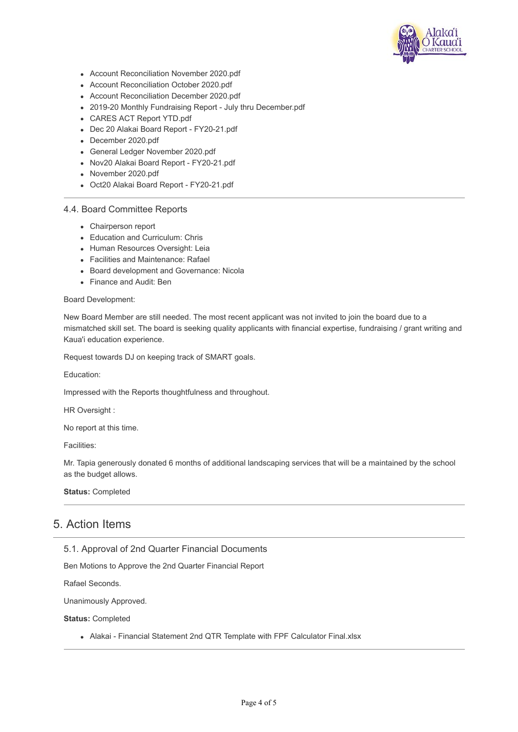- Account Reconciliation November 2020.pdf
- Account Reconciliation October 2020.pdf
- Account Reconciliation December 2020.pdf
- 2019-20 Monthly Fundraising Report - July thru December.pdf
- CARES ACT Report YTD.pdf
- Dec 20 Alakai Board Report - FY20-21.pdf
- December 2020.pdf
- General Ledger November 2020.pdf
- Nov20 Alakai Board Report - FY20-21.pdf
- November 2020.pdf
- Oct20 Alakai Board Report - FY20-21.pdf

### 4.4. Board Committee Reports

- Chairperson report
- Education and Curriculum: Chris
- Human Resources Oversight: Leia
- Facilities and Maintenance: Rafael
- Board development and Governance: Nicola
- Finance and Audit: Ben

Board Development:

New Board Member are still needed. The most recent applicant was not invited to join the board due to a mismatched skill set. The board is seeking quality applicants with financial expertise, fundraising / grant writing and Kaua'i education experience.

Request towards DJ on keeping track of SMART goals.

Education:

Impressed with the Reports thoughtfulness and throughout.

HR Oversight :

No report at this time.

Facilities:

Mr. Tapia generously donated 6 months of additional landscaping services that will be a maintained by the school as the budget allows.

**Status:** Completed

## 5. Action Items

### 5.1. Approval of 2nd Quarter Financial Documents

Ben Motions to Approve the 2nd Quarter Financial Report

Rafael Seconds.

Unanimously Approved.

**Status:** Completed

- Alakai - Financial Statement 2nd QTR Template with FPF Calculator Final.xlsx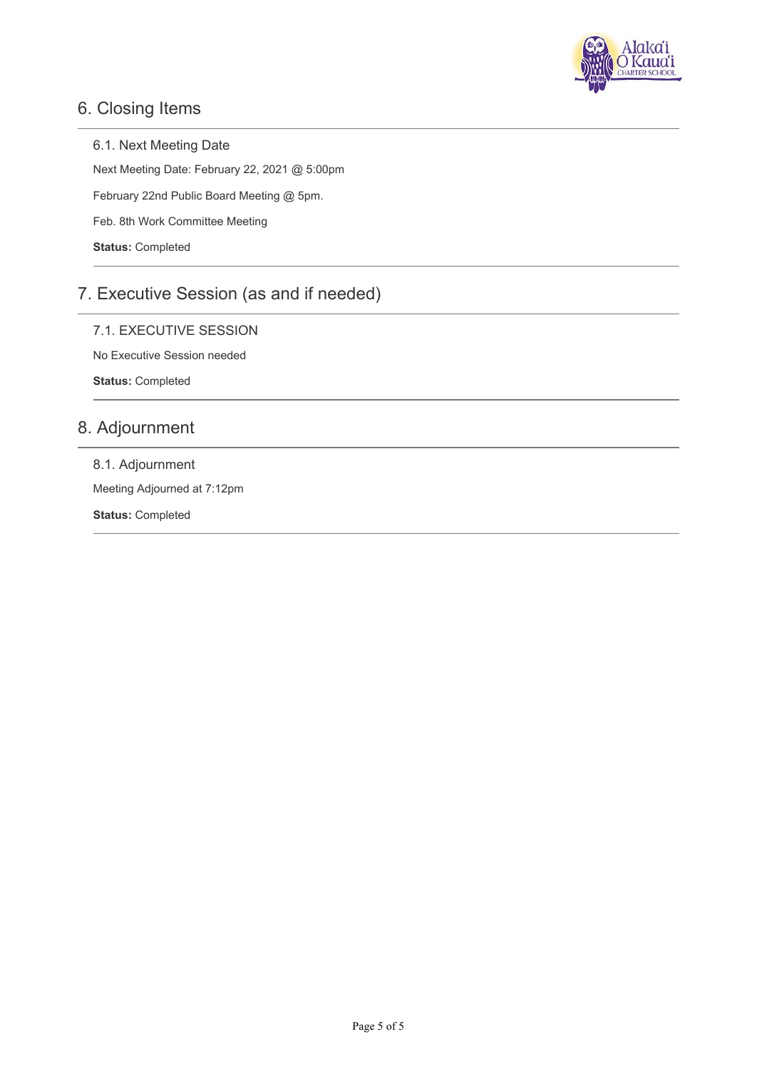## 6. Closing Items

### 6.1. Next Meeting Date

Next Meeting Date: February 22, 2021 @ 5:00pm

February 22nd Public Board Meeting @ 5pm.

Feb. 8th Work Committee Meeting

**Status:** Completed

## 7. Executive Session (as and if needed)

### 7.1. EXECUTIVE SESSION

No Executive Session needed

**Status:** Completed

## 8. Adjournment

### 8.1. Adjournment

Meeting Adjourned at 7:12pm

**Status:** Completed